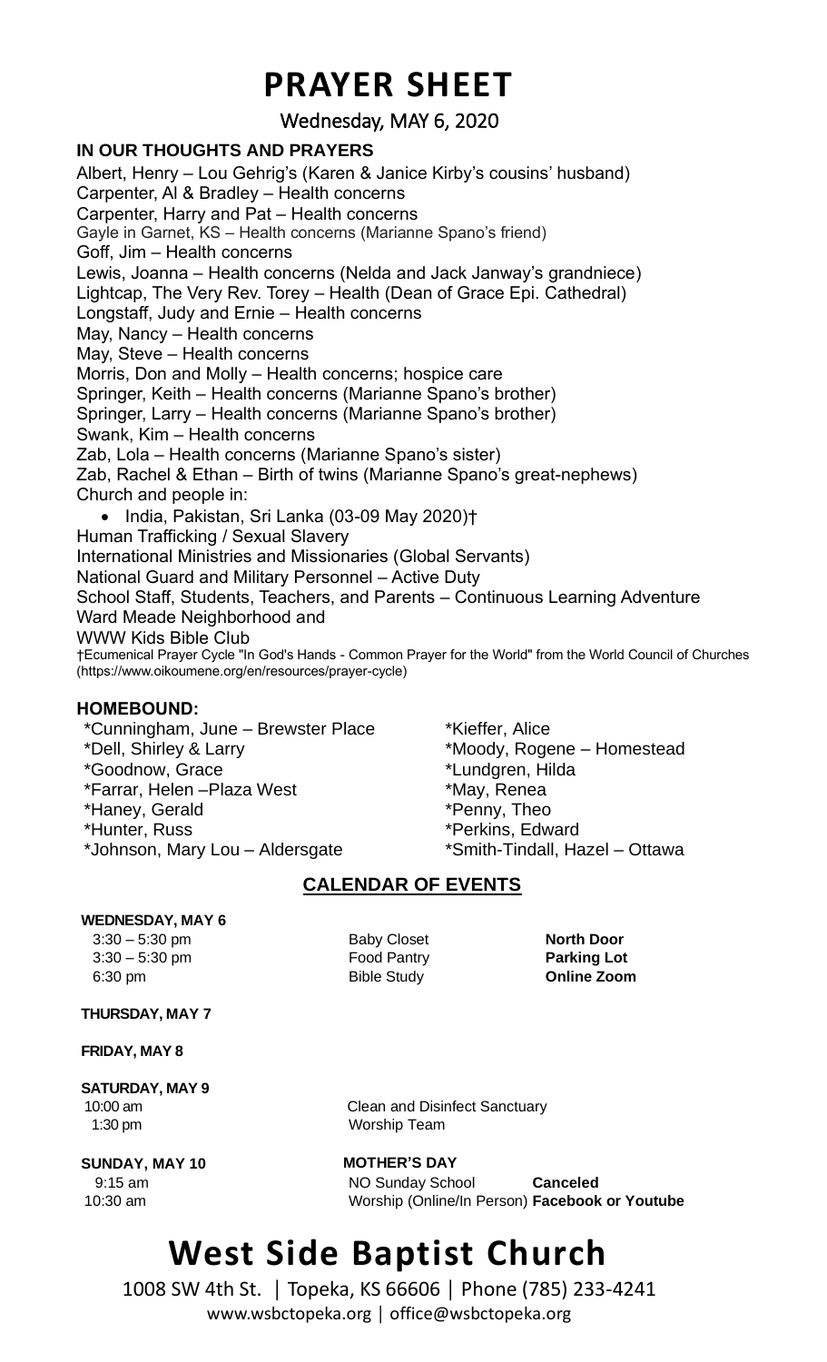# PRAYER SHEET

Wednesday, MAY 6, 2020

**IN OUR THOUGHTS AND PRAYERS**

Albert, Henry – Lou Gehrig's (Karen & Janice Kirby's cousins' husband)
Carpenter, Al & Bradley – Health concerns
Carpenter, Harry and Pat – Health concerns
Gayle in Garnet, KS – Health concerns (Marianne Spano's friend)
Goff, Jim – Health concerns
Lewis, Joanna – Health concerns (Nelda and Jack Janway's grandniece)
Lightcap, The Very Rev. Torey – Health (Dean of Grace Epi. Cathedral)
Longstaff, Judy and Ernie – Health concerns
May, Nancy – Health concerns
May, Steve – Health concerns
Morris, Don and Molly – Health concerns; hospice care
Springer, Keith – Health concerns (Marianne Spano's brother)
Springer, Larry – Health concerns (Marianne Spano's brother)
Swank, Kim – Health concerns
Zab, Lola – Health concerns (Marianne Spano's sister)
Zab, Rachel & Ethan – Birth of twins (Marianne Spano's great-nephews)
Church and people in:

- India, Pakistan, Sri Lanka (03-09 May 2020)†

Human Trafficking / Sexual Slavery
International Ministries and Missionaries (Global Servants)
National Guard and Military Personnel – Active Duty
School Staff, Students, Teachers, and Parents – Continuous Learning Adventure
Ward Meade Neighborhood and
WWW Kids Bible Club

†Ecumenical Prayer Cycle "In God's Hands - Common Prayer for the World" from the World Council of Churches (https://www.oikoumene.org/en/resources/prayer-cycle)

**HOMEBOUND:**

*Cunningham, June – Brewster Place
*Dell, Shirley & Larry
*Goodnow, Grace
*Farrar, Helen –Plaza West
*Haney, Gerald
*Hunter, Russ
*Johnson, Mary Lou – Aldersgate
*Kieffer, Alice
*Moody, Rogene – Homestead
*Lundgren, Hilda
*May, Renea
*Penny, Theo
*Perkins, Edward
*Smith-Tindall, Hazel – Ottawa

## CALENDAR OF EVENTS

**WEDNESDAY, MAY 6**

| | | |
|---|---|---|
| 3:30 – 5:30 pm | Baby Closet | **North Door** |
| 3:30 – 5:30 pm | Food Pantry | **Parking Lot** |
| 6:30 pm | Bible Study | **Online Zoom** |

**THURSDAY, MAY 7**

**FRIDAY, MAY 8**

**SATURDAY, MAY 9**

| | |
|---|---|
| 10:00 am | Clean and Disinfect Sanctuary |
| 1:30 pm | Worship Team |

**SUNDAY, MAY 10** — **MOTHER'S DAY**

| | | |
|---|---|---|
| 9:15 am | NO Sunday School | **Canceled** |
| 10:30 am | Worship (Online/In Person) | **Facebook or Youtube** |

# West Side Baptist Church

1008 SW 4th St. | Topeka, KS 66606 | Phone (785) 233-4241
www.wsbctopeka.org | office@wsbctopeka.org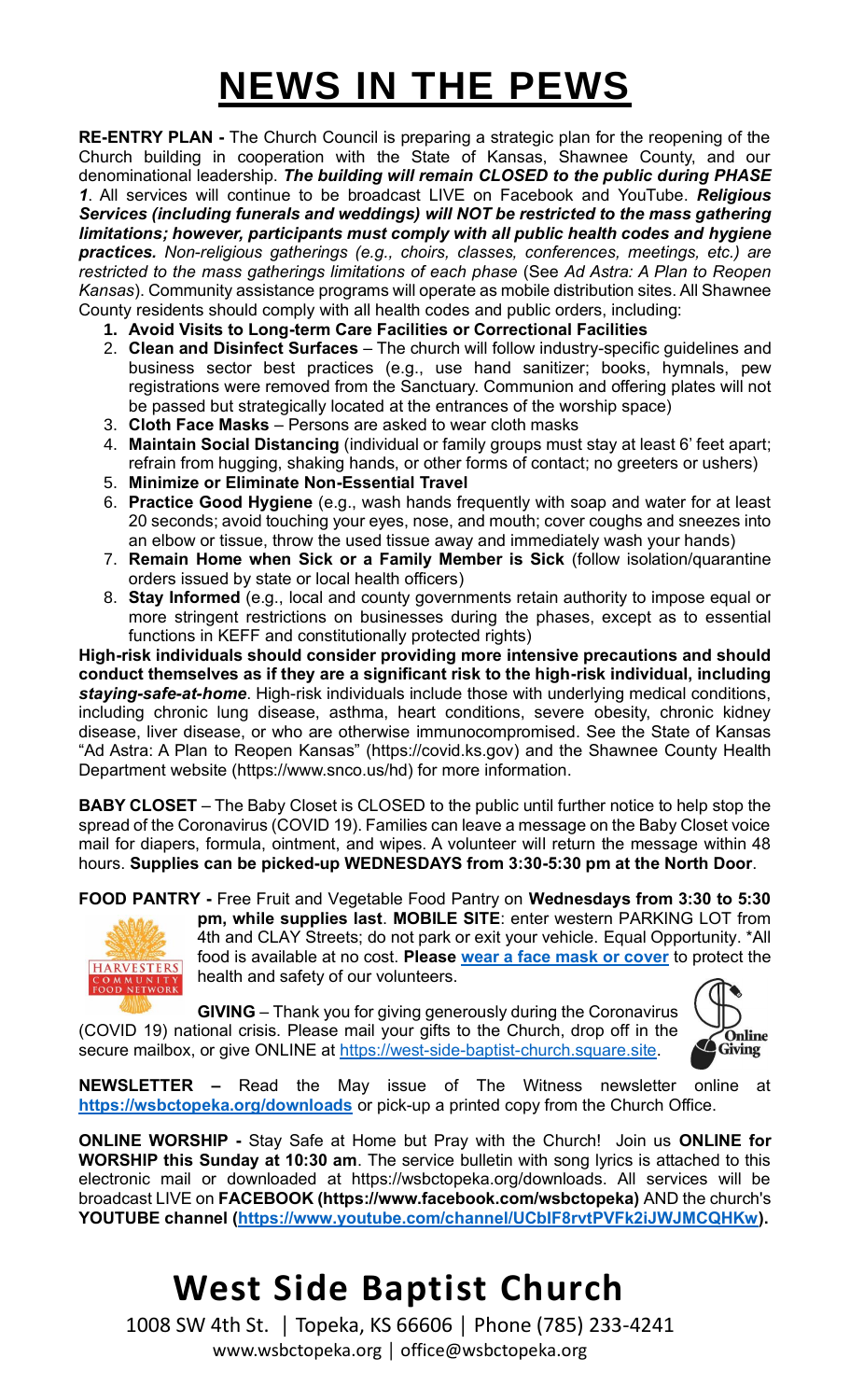# NEWS IN THE PEWS

**RE-ENTRY PLAN -** The Church Council is preparing a strategic plan for the reopening of the Church building in cooperation with the State of Kansas, Shawnee County, and our denominational leadership. ***The building will remain CLOSED to the public during PHASE 1***. All services will continue to be broadcast LIVE on Facebook and YouTube. ***Religious Services (including funerals and weddings) will NOT be restricted to the mass gathering limitations; however, participants must comply with all public health codes and hygiene practices.*** *Non-religious gatherings (e.g., choirs, classes, conferences, meetings, etc.) are restricted to the mass gatherings limitations of each phase* (See *Ad Astra: A Plan to Reopen Kansas*). Community assistance programs will operate as mobile distribution sites. All Shawnee County residents should comply with all health codes and public orders, including:

1. **Avoid Visits to Long-term Care Facilities or Correctional Facilities**
2. **Clean and Disinfect Surfaces** – The church will follow industry-specific guidelines and business sector best practices (e.g., use hand sanitizer; books, hymnals, pew registrations were removed from the Sanctuary. Communion and offering plates will not be passed but strategically located at the entrances of the worship space)
3. **Cloth Face Masks** – Persons are asked to wear cloth masks
4. **Maintain Social Distancing** (individual or family groups must stay at least 6' feet apart; refrain from hugging, shaking hands, or other forms of contact; no greeters or ushers)
5. **Minimize or Eliminate Non-Essential Travel**
6. **Practice Good Hygiene** (e.g., wash hands frequently with soap and water for at least 20 seconds; avoid touching your eyes, nose, and mouth; cover coughs and sneezes into an elbow or tissue, throw the used tissue away and immediately wash your hands)
7. **Remain Home when Sick or a Family Member is Sick** (follow isolation/quarantine orders issued by state or local health officers)
8. **Stay Informed** (e.g., local and county governments retain authority to impose equal or more stringent restrictions on businesses during the phases, except as to essential functions in KEFF and constitutionally protected rights)

**High-risk individuals should consider providing more intensive precautions and should conduct themselves as if they are a significant risk to the high-risk individual, including *staying-safe-at-home*.** High-risk individuals include those with underlying medical conditions, including chronic lung disease, asthma, heart conditions, severe obesity, chronic kidney disease, liver disease, or who are otherwise immunocompromised. See the State of Kansas "Ad Astra: A Plan to Reopen Kansas" (https://covid.ks.gov) and the Shawnee County Health Department website (https://www.snco.us/hd) for more information.

**BABY CLOSET** – The Baby Closet is CLOSED to the public until further notice to help stop the spread of the Coronavirus (COVID 19). Families can leave a message on the Baby Closet voice mail for diapers, formula, ointment, and wipes. A volunteer will return the message within 48 hours. **Supplies can be picked-up WEDNESDAYS from 3:30-5:30 pm at the North Door**.

**FOOD PANTRY -** Free Fruit and Vegetable Food Pantry on **Wednesdays from 3:30 to 5:30 pm, while supplies last**. **MOBILE SITE**: enter western PARKING LOT from 4th and CLAY Streets; do not park or exit your vehicle. Equal Opportunity. *All food is available at no cost. **Please wear a face mask or cover** to protect the health and safety of our volunteers.

HARVESTERS COMMUNITY FOOD NETWORK

**GIVING** – Thank you for giving generously during the Coronavirus (COVID 19) national crisis. Please mail your gifts to the Church, drop off in the secure mailbox, or give ONLINE at https://west-side-baptist-church.square.site.

Online Giving

**NEWSLETTER –** Read the May issue of The Witness newsletter online at **https://wsbctopeka.org/downloads** or pick-up a printed copy from the Church Office.

**ONLINE WORSHIP -** Stay Safe at Home but Pray with the Church! Join us **ONLINE for WORSHIP this Sunday at 10:30 am**. The service bulletin with song lyrics is attached to this electronic mail or downloaded at https://wsbctopeka.org/downloads. All services will be broadcast LIVE on **FACEBOOK (https://www.facebook.com/wsbctopeka)** AND the church's **YOUTUBE channel (https://www.youtube.com/channel/UCbIF8rvtPVFk2iJWJMCQHKw).**

## West Side Baptist Church

1008 SW 4th St. | Topeka, KS 66606 | Phone (785) 233-4241
www.wsbctopeka.org | office@wsbctopeka.org